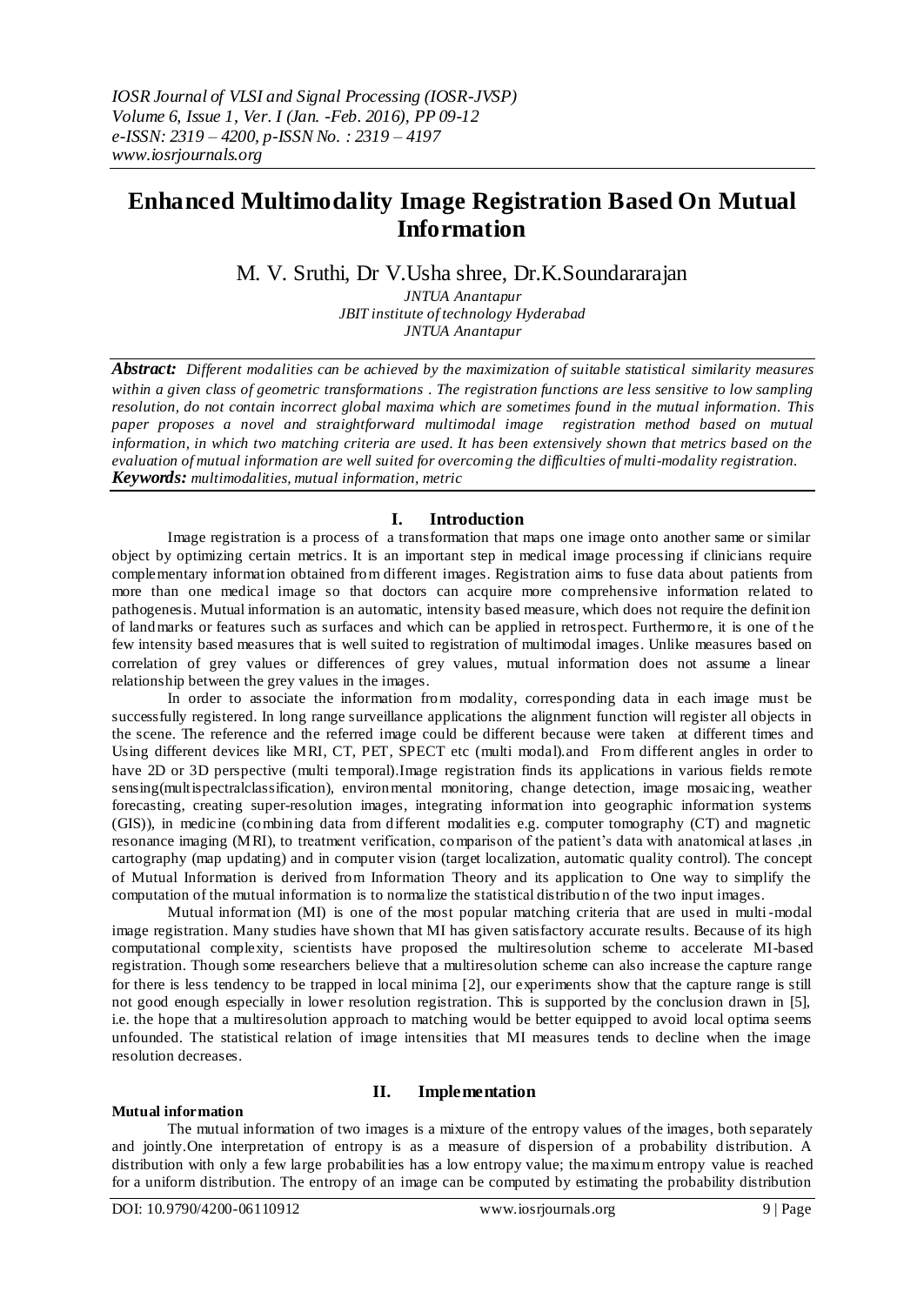# Enhanced Multimodality Image Registration Based On Mutual Information

M. V. Sruthi, Dr V.Usha shree, Dr.K.Soundararajan

*JNTUA Anantapur*
*JBIT institute of technology Hyderabad*
*JNTUA Anantapur*

***Abstract:*** *Different modalities can be achieved by the maximization of suitable statistical similarity measures within a given class of geometric transformations . The registration functions are less sensitive to low sampling resolution, do not contain incorrect global maxima which are sometimes found in the mutual information. This paper proposes a novel and straightforward multimodal image registration method based on mutual information, in which two matching criteria are used. It has been extensively shown that metrics based on the evaluation of mutual information are well suited for overcoming the difficulties of multi-modality registration.*
***Keywords:*** *multimodalities, mutual information, metric*

## I. Introduction

Image registration is a process of a transformation that maps one image onto another same or similar object by optimizing certain metrics. It is an important step in medical image processing if clinicians require complementary information obtained from different images. Registration aims to fuse data about patients from more than one medical image so that doctors can acquire more comprehensive information related to pathogenesis. Mutual information is an automatic, intensity based measure, which does not require the definition of landmarks or features such as surfaces and which can be applied in retrospect. Furthermore, it is one of the few intensity based measures that is well suited to registration of multimodal images. Unlike measures based on correlation of grey values or differences of grey values, mutual information does not assume a linear relationship between the grey values in the images.

In order to associate the information from modality, corresponding data in each image must be successfully registered. In long range surveillance applications the alignment function will register all objects in the scene. The reference and the referred image could be different because were taken at different times and Using different devices like MRI, CT, PET, SPECT etc (multi modal).and From different angles in order to have 2D or 3D perspective (multi temporal).Image registration finds its applications in various fields remote sensing(multispectralclassification), environmental monitoring, change detection, image mosaicing, weather forecasting, creating super-resolution images, integrating information into geographic information systems (GIS)), in medicine (combining data from different modalities e.g. computer tomography (CT) and magnetic resonance imaging (MRI), to treatment verification, comparison of the patient's data with anatomical atlases ,in cartography (map updating) and in computer vision (target localization, automatic quality control). The concept of Mutual Information is derived from Information Theory and its application to One way to simplify the computation of the mutual information is to normalize the statistical distribution of the two input images.

Mutual information (MI) is one of the most popular matching criteria that are used in multi-modal image registration. Many studies have shown that MI has given satisfactory accurate results. Because of its high computational complexity, scientists have proposed the multiresolution scheme to accelerate MI-based registration. Though some researchers believe that a multiresolution scheme can also increase the capture range for there is less tendency to be trapped in local minima [2], our experiments show that the capture range is still not good enough especially in lower resolution registration. This is supported by the conclusion drawn in [5], i.e. the hope that a multiresolution approach to matching would be better equipped to avoid local optima seems unfounded. The statistical relation of image intensities that MI measures tends to decline when the image resolution decreases.

## II. Implementation

**Mutual information**

The mutual information of two images is a mixture of the entropy values of the images, both separately and jointly.One interpretation of entropy is as a measure of dispersion of a probability distribution. A distribution with only a few large probabilities has a low entropy value; the maximum entropy value is reached for a uniform distribution. The entropy of an image can be computed by estimating the probability distribution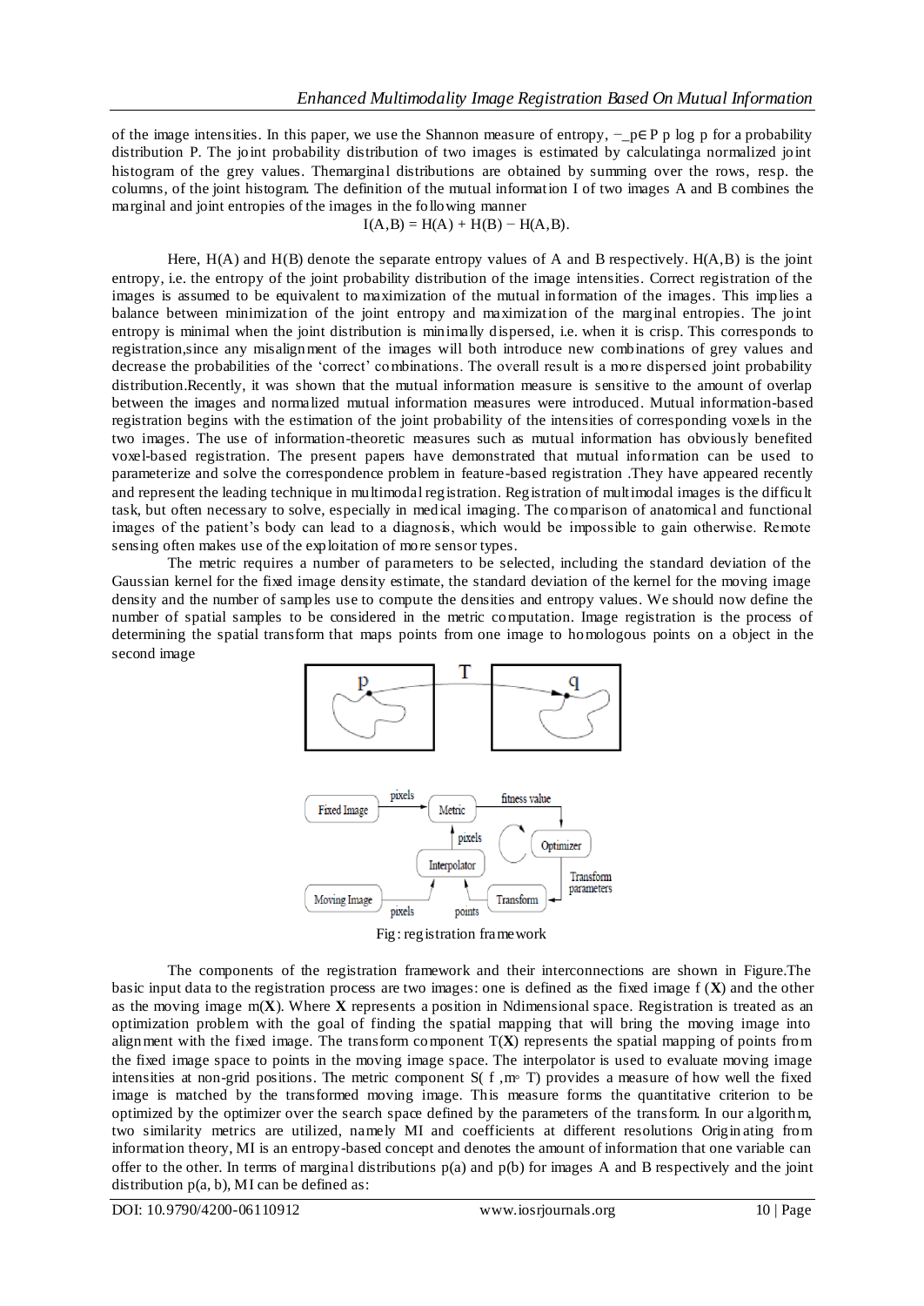of the image intensities. In this paper, we use the Shannon measure of entropy, $-\sum_{p \in P} p \log p$ for a probability distribution P. The joint probability distribution of two images is estimated by calculatinga normalized joint histogram of the grey values. Themarginal distributions are obtained by summing over the rows, resp. the columns, of the joint histogram. The definition of the mutual information I of two images A and B combines the marginal and joint entropies of the images in the following manner

$$I(A,B) = H(A) + H(B) - H(A,B).$$

Here, H(A) and H(B) denote the separate entropy values of A and B respectively. H(A,B) is the joint entropy, i.e. the entropy of the joint probability distribution of the image intensities. Correct registration of the images is assumed to be equivalent to maximization of the mutual information of the images. This implies a balance between minimization of the joint entropy and maximization of the marginal entropies. The joint entropy is minimal when the joint distribution is minimally dispersed, i.e. when it is crisp. This corresponds to registration,since any misalignment of the images will both introduce new combinations of grey values and decrease the probabilities of the 'correct' combinations. The overall result is a more dispersed joint probability distribution.Recently, it was shown that the mutual information measure is sensitive to the amount of overlap between the images and normalized mutual information measures were introduced. Mutual information-based registration begins with the estimation of the joint probability of the intensities of corresponding voxels in the two images. The use of information-theoretic measures such as mutual information has obviously benefited voxel-based registration. The present papers have demonstrated that mutual information can be used to parameterize and solve the correspondence problem in feature-based registration .They have appeared recently and represent the leading technique in multimodal registration. Registration of multimodal images is the difficult task, but often necessary to solve, especially in medical imaging. The comparison of anatomical and functional images of the patient's body can lead to a diagnosis, which would be impossible to gain otherwise. Remote sensing often makes use of the exploitation of more sensor types.

The metric requires a number of parameters to be selected, including the standard deviation of the Gaussian kernel for the fixed image density estimate, the standard deviation of the kernel for the moving image density and the number of samples use to compute the densities and entropy values. We should now define the number of spatial samples to be considered in the metric computation. Image registration is the process of determining the spatial transform that maps points from one image to homologous points on a object in the second image

Fig: registration framework

The components of the registration framework and their interconnections are shown in Figure.The basic input data to the registration process are two images: one is defined as the fixed image f (**X**) and the other as the moving image m(**X**). Where **X** represents a position in Ndimensional space. Registration is treated as an optimization problem with the goal of finding the spatial mapping that will bring the moving image into alignment with the fixed image. The transform component T(**X**) represents the spatial mapping of points from the fixed image space to points in the moving image space. The interpolator is used to evaluate moving image intensities at non-grid positions. The metric component $S(f, m \circ T)$ provides a measure of how well the fixed image is matched by the transformed moving image. This measure forms the quantitative criterion to be optimized by the optimizer over the search space defined by the parameters of the transform. In our algorithm, two similarity metrics are utilized, namely MI and coefficients at different resolutions Originating from information theory, MI is an entropy-based concept and denotes the amount of information that one variable can offer to the other. In terms of marginal distributions p(a) and p(b) for images A and B respectively and the joint distribution p(a, b), MI can be defined as: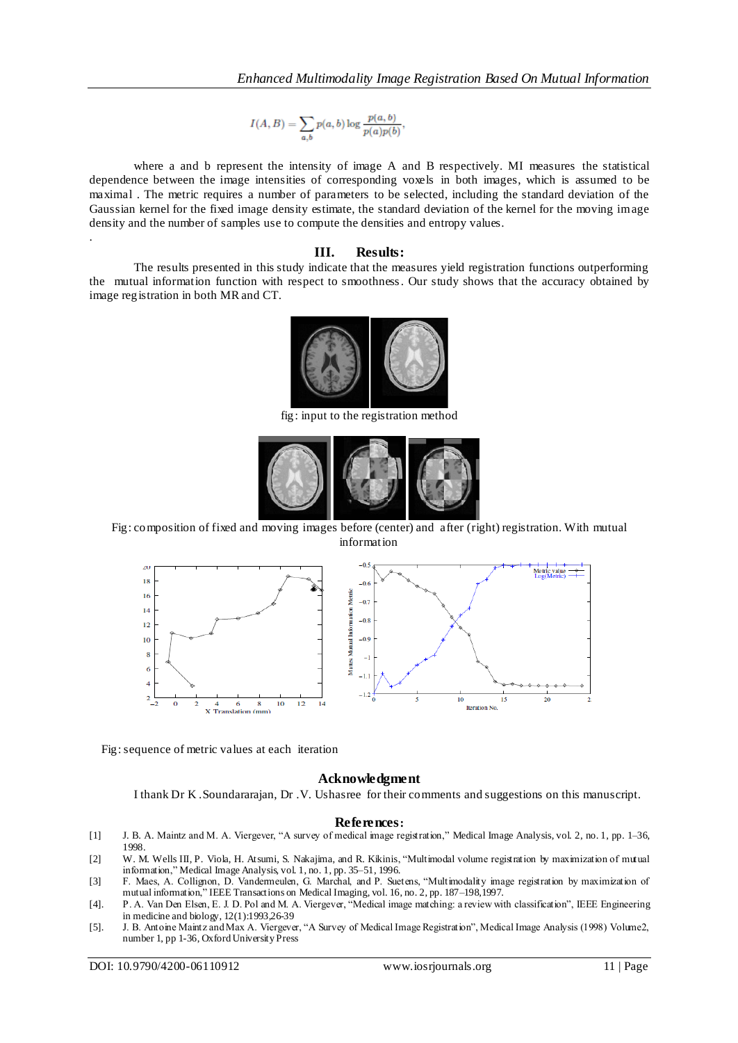$$I(A, B) = \sum_{a,b} p(a, b) \log \frac{p(a, b)}{p(a)p(b)},$$

where a and b represent the intensity of image A and B respectively. MI measures the statistical dependence between the image intensities of corresponding voxels in both images, which is assumed to be maximal . The metric requires a number of parameters to be selected, including the standard deviation of the Gaussian kernel for the fixed image density estimate, the standard deviation of the kernel for the moving image density and the number of samples use to compute the densities and entropy values.

## III. Results:

The results presented in this study indicate that the measures yield registration functions outperforming the mutual information function with respect to smoothness. Our study shows that the accuracy obtained by image registration in both MR and CT.

fig: input to the registration method

Fig: composition of fixed and moving images before (center) and after (right) registration. With mutual information

Fig: sequence of metric values at each iteration

## Acknowledgment

I thank Dr K .Soundararajan, Dr .V. Ushasree for their comments and suggestions on this manuscript.

## References:

[1] J. B. A. Maintz and M. A. Viergever, "A survey of medical image registration," Medical Image Analysis, vol. 2, no. 1, pp. 1–36, 1998.

[2] W. M. Wells III, P. Viola, H. Atsumi, S. Nakajima, and R. Kikinis, "Multimodal volume registration by maximization of mutual information," Medical Image Analysis, vol. 1, no. 1, pp. 35–51, 1996.

[3] F. Maes, A. Collignon, D. Vandermeulen, G. Marchal, and P. Suetens, "Multimodality image registration by maximization of mutual information," IEEE Transactions on Medical Imaging, vol. 16, no. 2, pp. 187–198,1997.

[4]. P. A. Van Den Elsen, E. J. D. Pol and M. A. Viergever, "Medical image matching: a review with classification", IEEE Engineering in medicine and biology, 12(1):1993,26-39

[5]. J. B. Antoine Maintz and Max A. Viergever, "A Survey of Medical Image Registration", Medical Image Analysis (1998) Volume2, number 1, pp 1-36, Oxford University Press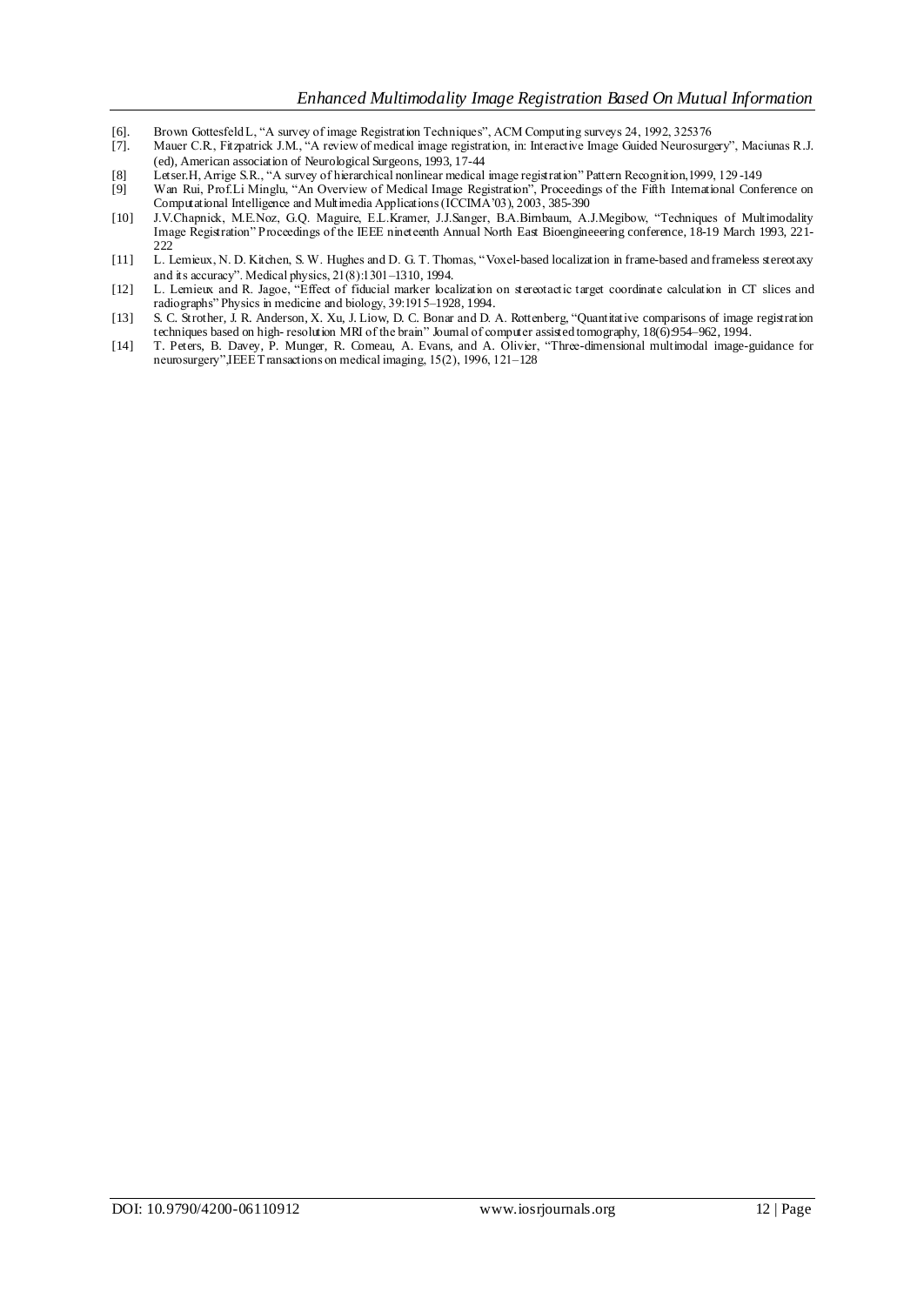[6]. Brown Gottesfeld L, "A survey of image Registration Techniques", ACM Computing surveys 24, 1992, 325376

[7]. Mauer C.R., Fitzpatrick J.M., "A review of medical image registration, in: Interactive Image Guided Neurosurgery", Maciunas R.J. (ed), American association of Neurological Surgeons, 1993, 17-44

[8] Letser.H, Arrige S.R., "A survey of hierarchical nonlinear medical image registration" Pattern Recognition,1999, 129-149

[9] Wan Rui, Prof.Li Minglu, "An Overview of Medical Image Registration", Proceedings of the Fifth International Conference on Computational Intelligence and Multimedia Applications (ICCIMA'03), 2003, 385-390

[10] J.V.Chapnick, M.E.Noz, G.Q. Maguire, E.L.Kramer, J.J.Sanger, B.A.Birnbaum, A.J.Megibow, "Techniques of Multimodality Image Registration" Proceedings of the IEEE nineteenth Annual North East Bioengineeering conference, 18-19 March 1993, 221-222

[11] L. Lemieux, N. D. Kitchen, S. W. Hughes and D. G. T. Thomas, "Voxel-based localization in frame-based and frameless stereotaxy and its accuracy". Medical physics, 21(8):1301–1310, 1994.

[12] L. Lemieux and R. Jagoe, "Effect of fiducial marker localization on stereotactic target coordinate calculation in CT slices and radiographs" Physics in medicine and biology, 39:1915–1928, 1994.

[13] S. C. Strother, J. R. Anderson, X. Xu, J. Liow, D. C. Bonar and D. A. Rottenberg, "Quantitative comparisons of image registration techniques based on high- resolution MRI of the brain" Journal of computer assisted tomography, 18(6):954–962, 1994.

[14] T. Peters, B. Davey, P. Munger, R. Comeau, A. Evans, and A. Olivier, "Three-dimensional multimodal image-guidance for neurosurgery",IEEE Transactions on medical imaging, 15(2), 1996, 121–128